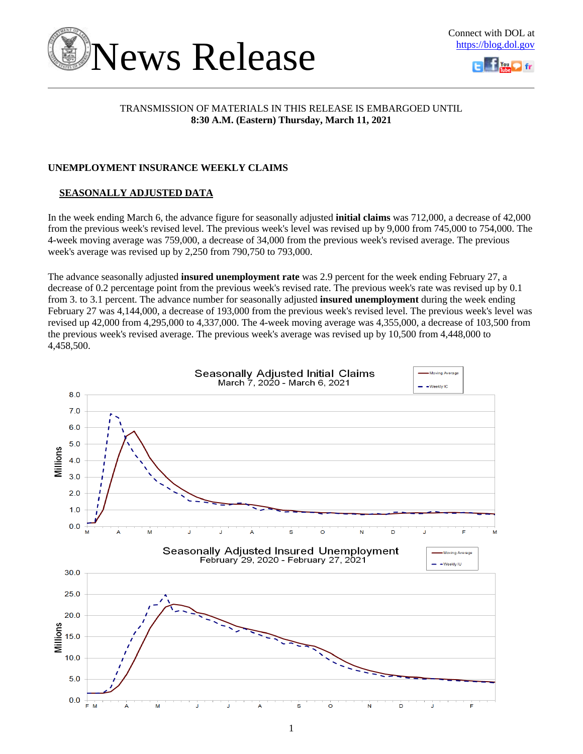# News Release

Connect with DOL at https://blog.dol.gov

TRANSMISSION OF MATERIALS IN THIS RELEASE IS EMBARGOED UNTIL
**8:30 A.M. (Eastern) Thursday, March 11, 2021**

## UNEMPLOYMENT INSURANCE WEEKLY CLAIMS

### SEASONALLY ADJUSTED DATA

In the week ending March 6, the advance figure for seasonally adjusted **initial claims** was 712,000, a decrease of 42,000 from the previous week's revised level. The previous week's level was revised up by 9,000 from 745,000 to 754,000. The 4-week moving average was 759,000, a decrease of 34,000 from the previous week's revised average. The previous week's average was revised up by 2,250 from 790,750 to 793,000.

The advance seasonally adjusted **insured unemployment rate** was 2.9 percent for the week ending February 27, a decrease of 0.2 percentage point from the previous week's revised rate. The previous week's rate was revised up by 0.1 from 3. to 3.1 percent. The advance number for seasonally adjusted **insured unemployment** during the week ending February 27 was 4,144,000, a decrease of 193,000 from the previous week's revised level. The previous week's level was revised up 42,000 from 4,295,000 to 4,337,000. The 4-week moving average was 4,355,000, a decrease of 103,500 from the previous week's revised average. The previous week's average was revised up by 10,500 from 4,448,000 to 4,458,500.

**Seasonally Adjusted Initial Claims**
March 7, 2020 - March 6, 2021

**Seasonally Adjusted Insured Unemployment**
February 29, 2020 - February 27, 2021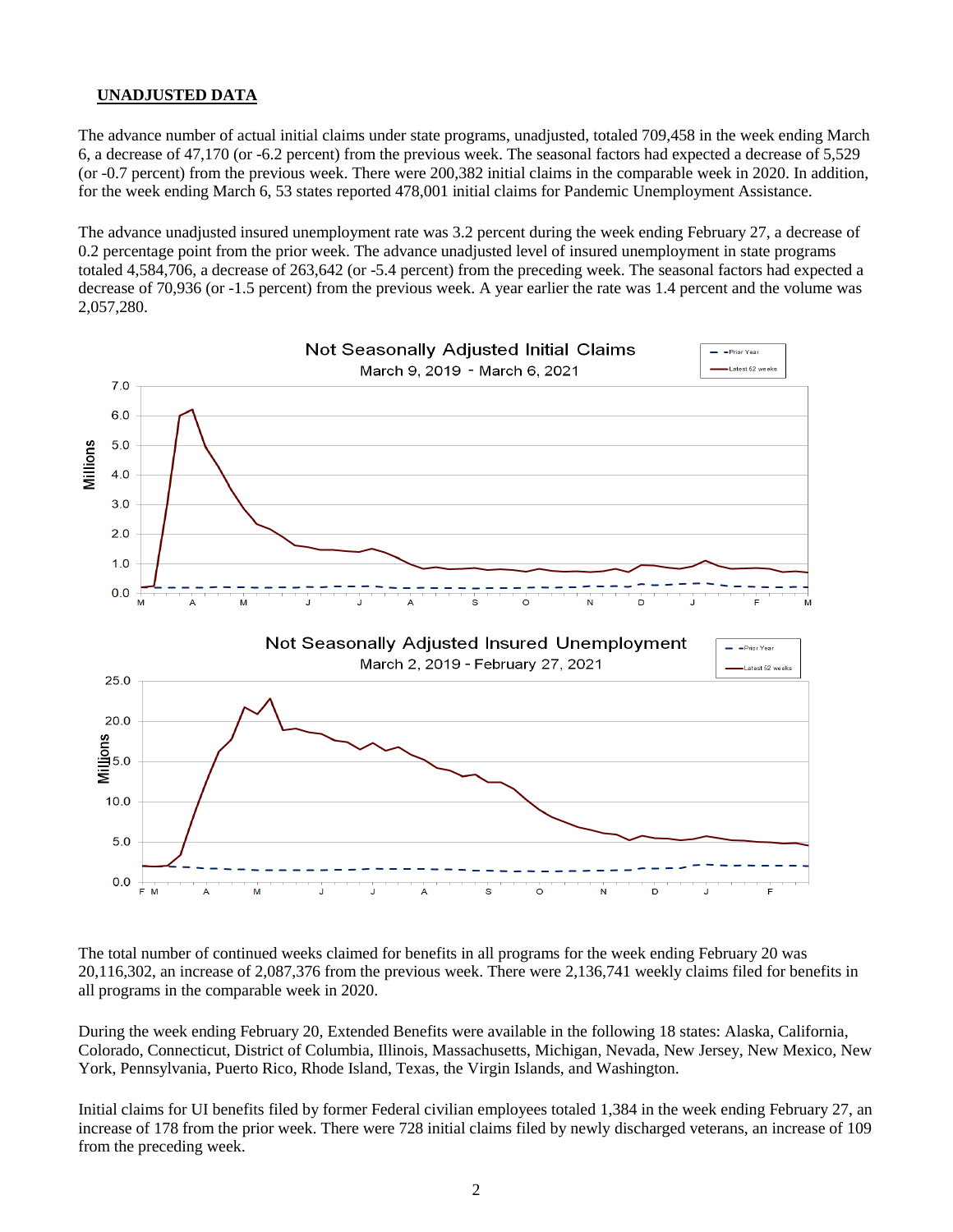## UNADJUSTED DATA

The advance number of actual initial claims under state programs, unadjusted, totaled 709,458 in the week ending March 6, a decrease of 47,170 (or -6.2 percent) from the previous week. The seasonal factors had expected a decrease of 5,529 (or -0.7 percent) from the previous week. There were 200,382 initial claims in the comparable week in 2020. In addition, for the week ending March 6, 53 states reported 478,001 initial claims for Pandemic Unemployment Assistance.

The advance unadjusted insured unemployment rate was 3.2 percent during the week ending February 27, a decrease of 0.2 percentage point from the prior week. The advance unadjusted level of insured unemployment in state programs totaled 4,584,706, a decrease of 263,642 (or -5.4 percent) from the preceding week. The seasonal factors had expected a decrease of 70,936 (or -1.5 percent) from the previous week. A year earlier the rate was 1.4 percent and the volume was 2,057,280.

The total number of continued weeks claimed for benefits in all programs for the week ending February 20 was 20,116,302, an increase of 2,087,376 from the previous week. There were 2,136,741 weekly claims filed for benefits in all programs in the comparable week in 2020.

During the week ending February 20, Extended Benefits were available in the following 18 states: Alaska, California, Colorado, Connecticut, District of Columbia, Illinois, Massachusetts, Michigan, Nevada, New Jersey, New Mexico, New York, Pennsylvania, Puerto Rico, Rhode Island, Texas, the Virgin Islands, and Washington.

Initial claims for UI benefits filed by former Federal civilian employees totaled 1,384 in the week ending February 27, an increase of 178 from the prior week. There were 728 initial claims filed by newly discharged veterans, an increase of 109 from the preceding week.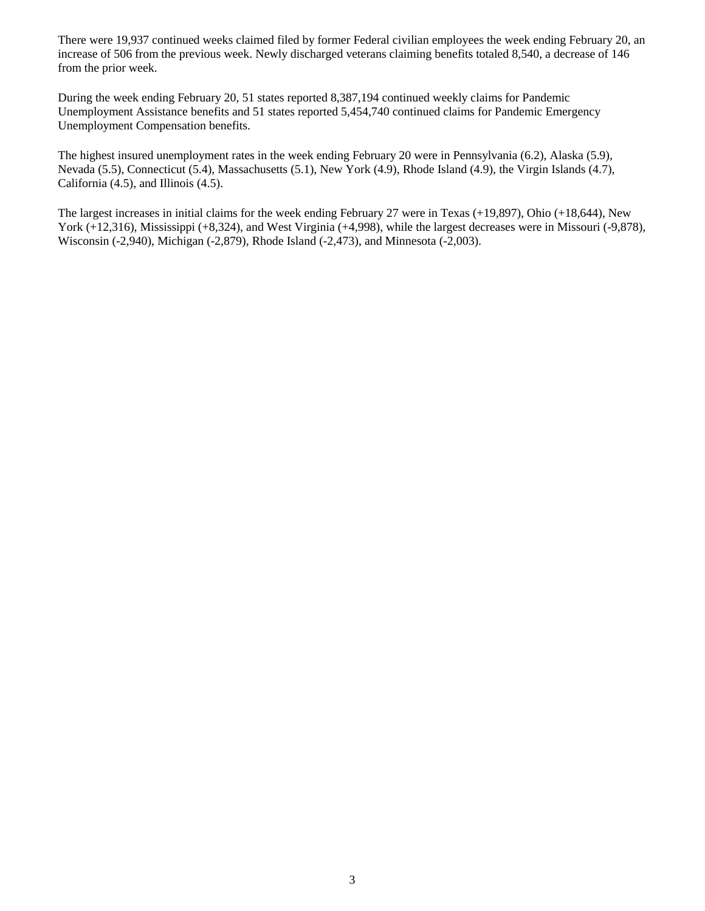There were 19,937 continued weeks claimed filed by former Federal civilian employees the week ending February 20, an increase of 506 from the previous week. Newly discharged veterans claiming benefits totaled 8,540, a decrease of 146 from the prior week.

During the week ending February 20, 51 states reported 8,387,194 continued weekly claims for Pandemic Unemployment Assistance benefits and 51 states reported 5,454,740 continued claims for Pandemic Emergency Unemployment Compensation benefits.

The highest insured unemployment rates in the week ending February 20 were in Pennsylvania (6.2), Alaska (5.9), Nevada (5.5), Connecticut (5.4), Massachusetts (5.1), New York (4.9), Rhode Island (4.9), the Virgin Islands (4.7), California (4.5), and Illinois (4.5).

The largest increases in initial claims for the week ending February 27 were in Texas (+19,897), Ohio (+18,644), New York (+12,316), Mississippi (+8,324), and West Virginia (+4,998), while the largest decreases were in Missouri (-9,878), Wisconsin (-2,940), Michigan (-2,879), Rhode Island (-2,473), and Minnesota (-2,003).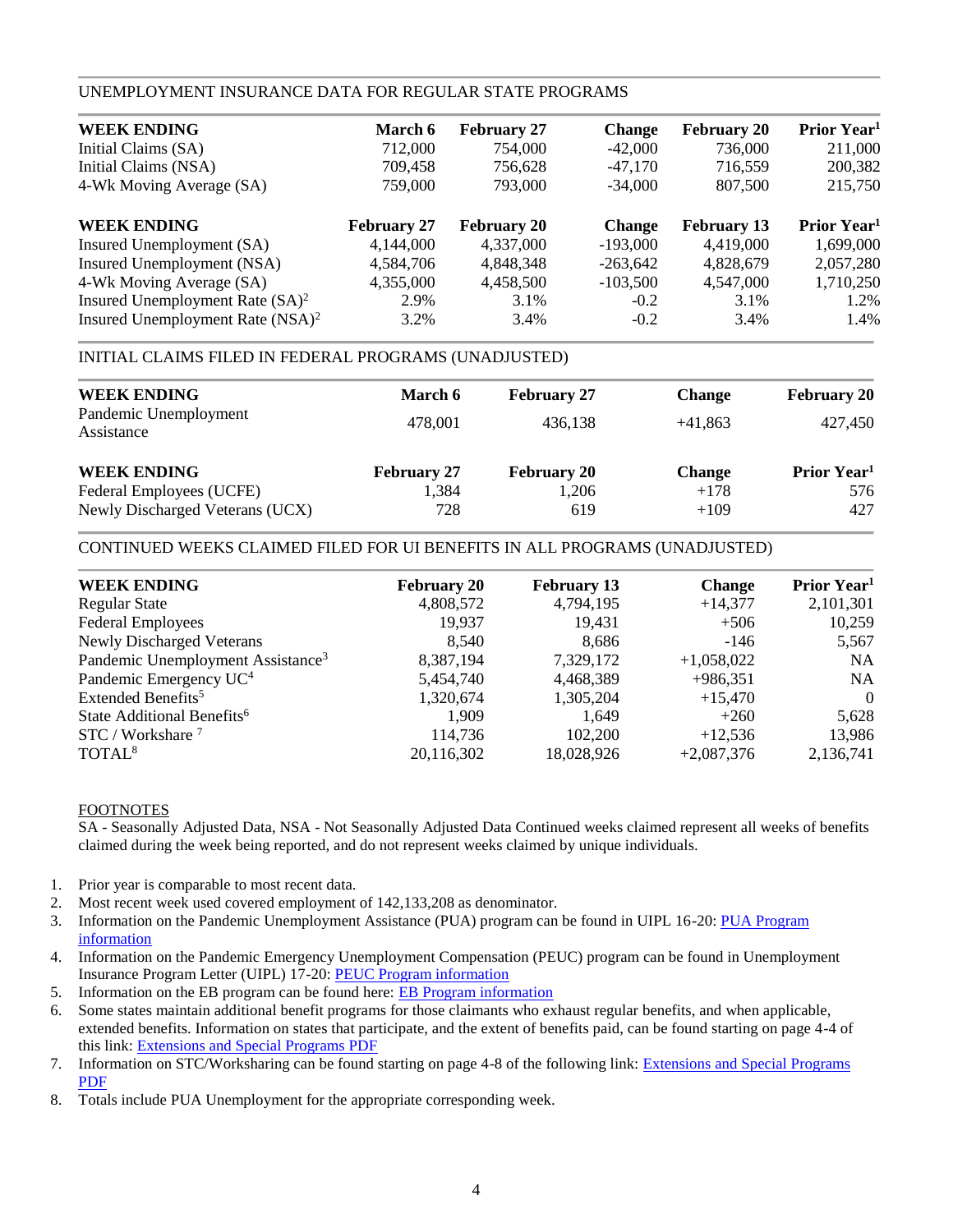## UNEMPLOYMENT INSURANCE DATA FOR REGULAR STATE PROGRAMS

| WEEK ENDING | March 6 | February 27 | Change | February 20 | Prior Year[1] |
|---|---|---|---|---|---|
| Initial Claims (SA) | 712,000 | 754,000 | -42,000 | 736,000 | 211,000 |
| Initial Claims (NSA) | 709,458 | 756,628 | -47,170 | 716,559 | 200,382 |
| 4-Wk Moving Average (SA) | 759,000 | 793,000 | -34,000 | 807,500 | 215,750 |

| WEEK ENDING | February 27 | February 20 | Change | February 13 | Prior Year[1] |
|---|---|---|---|---|---|
| Insured Unemployment (SA) | 4,144,000 | 4,337,000 | -193,000 | 4,419,000 | 1,699,000 |
| Insured Unemployment (NSA) | 4,584,706 | 4,848,348 | -263,642 | 4,828,679 | 2,057,280 |
| 4-Wk Moving Average (SA) | 4,355,000 | 4,458,500 | -103,500 | 4,547,000 | 1,710,250 |
| Insured Unemployment Rate (SA)[2] | 2.9% | 3.1% | -0.2 | 3.1% | 1.2% |
| Insured Unemployment Rate (NSA)[2] | 3.2% | 3.4% | -0.2 | 3.4% | 1.4% |

## INITIAL CLAIMS FILED IN FEDERAL PROGRAMS (UNADJUSTED)

| WEEK ENDING | March 6 | February 27 | Change | February 20 |
|---|---|---|---|---|
| Pandemic Unemployment Assistance | 478,001 | 436,138 | +41,863 | 427,450 |

| WEEK ENDING | February 27 | February 20 | Change | Prior Year[1] |
|---|---|---|---|---|
| Federal Employees (UCFE) | 1,384 | 1,206 | +178 | 576 |
| Newly Discharged Veterans (UCX) | 728 | 619 | +109 | 427 |

## CONTINUED WEEKS CLAIMED FILED FOR UI BENEFITS IN ALL PROGRAMS (UNADJUSTED)

| WEEK ENDING | February 20 | February 13 | Change | Prior Year[1] |
|---|---|---|---|---|
| Regular State | 4,808,572 | 4,794,195 | +14,377 | 2,101,301 |
| Federal Employees | 19,937 | 19,431 | +506 | 10,259 |
| Newly Discharged Veterans | 8,540 | 8,686 | -146 | 5,567 |
| Pandemic Unemployment Assistance[3] | 8,387,194 | 7,329,172 | +1,058,022 | NA |
| Pandemic Emergency UC[4] | 5,454,740 | 4,468,389 | +986,351 | NA |
| Extended Benefits[5] | 1,320,674 | 1,305,204 | +15,470 | 0 |
| State Additional Benefits[6] | 1,909 | 1,649 | +260 | 5,628 |
| STC / Workshare [7] | 114,736 | 102,200 | +12,536 | 13,986 |
| TOTAL[8] | 20,116,302 | 18,028,926 | +2,087,376 | 2,136,741 |

FOOTNOTES

SA - Seasonally Adjusted Data, NSA - Not Seasonally Adjusted Data Continued weeks claimed represent all weeks of benefits claimed during the week being reported, and do not represent weeks claimed by unique individuals.

1. Prior year is comparable to most recent data.
2. Most recent week used covered employment of 142,133,208 as denominator.
3. Information on the Pandemic Unemployment Assistance (PUA) program can be found in UIPL 16-20: PUA Program information
4. Information on the Pandemic Emergency Unemployment Compensation (PEUC) program can be found in Unemployment Insurance Program Letter (UIPL) 17-20: PEUC Program information
5. Information on the EB program can be found here: EB Program information
6. Some states maintain additional benefit programs for those claimants who exhaust regular benefits, and when applicable, extended benefits. Information on states that participate, and the extent of benefits paid, can be found starting on page 4-4 of this link: Extensions and Special Programs PDF
7. Information on STC/Worksharing can be found starting on page 4-8 of the following link: Extensions and Special Programs PDF
8. Totals include PUA Unemployment for the appropriate corresponding week.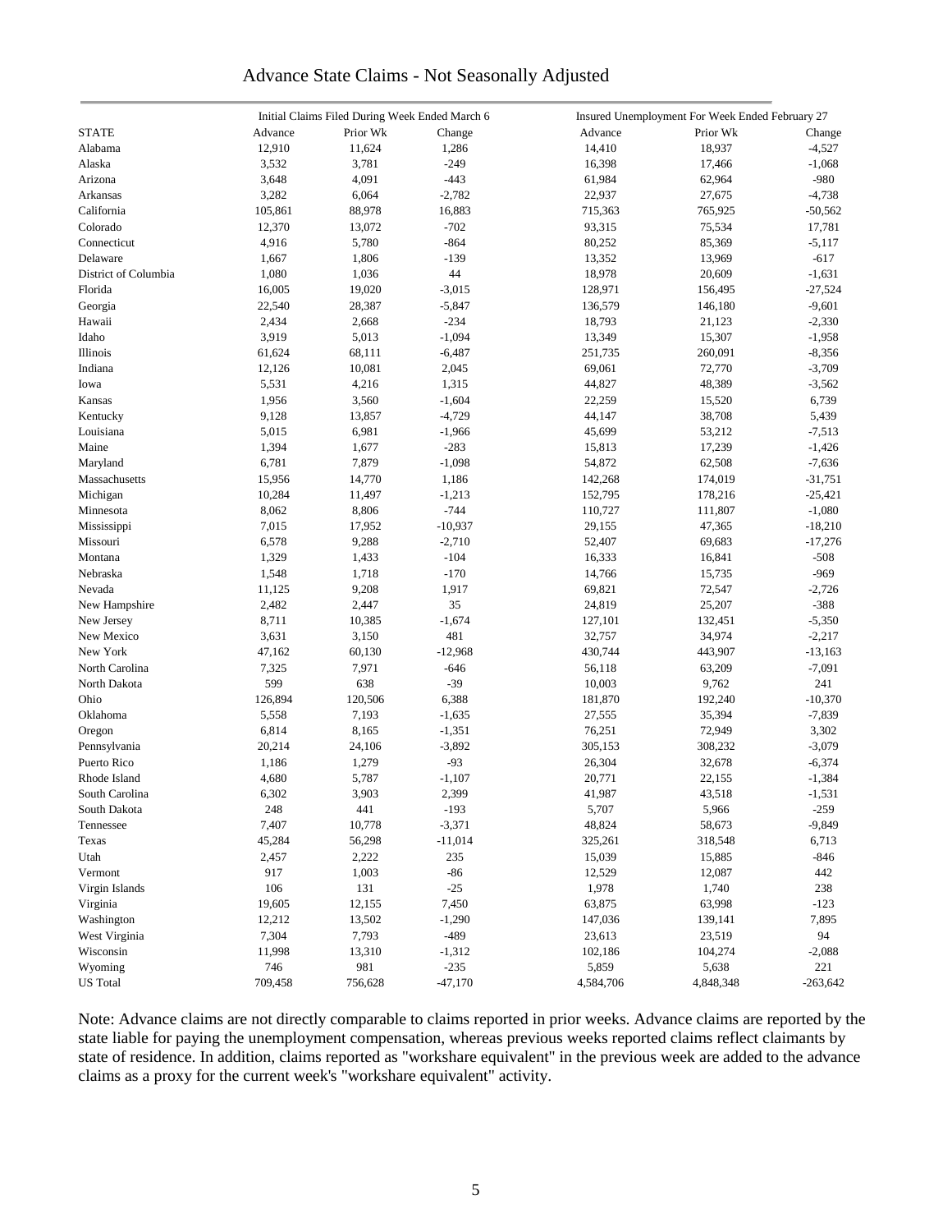# Advance State Claims - Not Seasonally Adjusted

| STATE | Initial Claims Filed During Week Ended March 6 | | | Insured Unemployment For Week Ended February 27 | | |
|---|---|---|---|---|---|---|
| | Advance | Prior Wk | Change | Advance | Prior Wk | Change |
| Alabama | 12,910 | 11,624 | 1,286 | 14,410 | 18,937 | -4,527 |
| Alaska | 3,532 | 3,781 | -249 | 16,398 | 17,466 | -1,068 |
| Arizona | 3,648 | 4,091 | -443 | 61,984 | 62,964 | -980 |
| Arkansas | 3,282 | 6,064 | -2,782 | 22,937 | 27,675 | -4,738 |
| California | 105,861 | 88,978 | 16,883 | 715,363 | 765,925 | -50,562 |
| Colorado | 12,370 | 13,072 | -702 | 93,315 | 75,534 | 17,781 |
| Connecticut | 4,916 | 5,780 | -864 | 80,252 | 85,369 | -5,117 |
| Delaware | 1,667 | 1,806 | -139 | 13,352 | 13,969 | -617 |
| District of Columbia | 1,080 | 1,036 | 44 | 18,978 | 20,609 | -1,631 |
| Florida | 16,005 | 19,020 | -3,015 | 128,971 | 156,495 | -27,524 |
| Georgia | 22,540 | 28,387 | -5,847 | 136,579 | 146,180 | -9,601 |
| Hawaii | 2,434 | 2,668 | -234 | 18,793 | 21,123 | -2,330 |
| Idaho | 3,919 | 5,013 | -1,094 | 13,349 | 15,307 | -1,958 |
| Illinois | 61,624 | 68,111 | -6,487 | 251,735 | 260,091 | -8,356 |
| Indiana | 12,126 | 10,081 | 2,045 | 69,061 | 72,770 | -3,709 |
| Iowa | 5,531 | 4,216 | 1,315 | 44,827 | 48,389 | -3,562 |
| Kansas | 1,956 | 3,560 | -1,604 | 22,259 | 15,520 | 6,739 |
| Kentucky | 9,128 | 13,857 | -4,729 | 44,147 | 38,708 | 5,439 |
| Louisiana | 5,015 | 6,981 | -1,966 | 45,699 | 53,212 | -7,513 |
| Maine | 1,394 | 1,677 | -283 | 15,813 | 17,239 | -1,426 |
| Maryland | 6,781 | 7,879 | -1,098 | 54,872 | 62,508 | -7,636 |
| Massachusetts | 15,956 | 14,770 | 1,186 | 142,268 | 174,019 | -31,751 |
| Michigan | 10,284 | 11,497 | -1,213 | 152,795 | 178,216 | -25,421 |
| Minnesota | 8,062 | 8,806 | -744 | 110,727 | 111,807 | -1,080 |
| Mississippi | 7,015 | 17,952 | -10,937 | 29,155 | 47,365 | -18,210 |
| Missouri | 6,578 | 9,288 | -2,710 | 52,407 | 69,683 | -17,276 |
| Montana | 1,329 | 1,433 | -104 | 16,333 | 16,841 | -508 |
| Nebraska | 1,548 | 1,718 | -170 | 14,766 | 15,735 | -969 |
| Nevada | 11,125 | 9,208 | 1,917 | 69,821 | 72,547 | -2,726 |
| New Hampshire | 2,482 | 2,447 | 35 | 24,819 | 25,207 | -388 |
| New Jersey | 8,711 | 10,385 | -1,674 | 127,101 | 132,451 | -5,350 |
| New Mexico | 3,631 | 3,150 | 481 | 32,757 | 34,974 | -2,217 |
| New York | 47,162 | 60,130 | -12,968 | 430,744 | 443,907 | -13,163 |
| North Carolina | 7,325 | 7,971 | -646 | 56,118 | 63,209 | -7,091 |
| North Dakota | 599 | 638 | -39 | 10,003 | 9,762 | 241 |
| Ohio | 126,894 | 120,506 | 6,388 | 181,870 | 192,240 | -10,370 |
| Oklahoma | 5,558 | 7,193 | -1,635 | 27,555 | 35,394 | -7,839 |
| Oregon | 6,814 | 8,165 | -1,351 | 76,251 | 72,949 | 3,302 |
| Pennsylvania | 20,214 | 24,106 | -3,892 | 305,153 | 308,232 | -3,079 |
| Puerto Rico | 1,186 | 1,279 | -93 | 26,304 | 32,678 | -6,374 |
| Rhode Island | 4,680 | 5,787 | -1,107 | 20,771 | 22,155 | -1,384 |
| South Carolina | 6,302 | 3,903 | 2,399 | 41,987 | 43,518 | -1,531 |
| South Dakota | 248 | 441 | -193 | 5,707 | 5,966 | -259 |
| Tennessee | 7,407 | 10,778 | -3,371 | 48,824 | 58,673 | -9,849 |
| Texas | 45,284 | 56,298 | -11,014 | 325,261 | 318,548 | 6,713 |
| Utah | 2,457 | 2,222 | 235 | 15,039 | 15,885 | -846 |
| Vermont | 917 | 1,003 | -86 | 12,529 | 12,087 | 442 |
| Virgin Islands | 106 | 131 | -25 | 1,978 | 1,740 | 238 |
| Virginia | 19,605 | 12,155 | 7,450 | 63,875 | 63,998 | -123 |
| Washington | 12,212 | 13,502 | -1,290 | 147,036 | 139,141 | 7,895 |
| West Virginia | 7,304 | 7,793 | -489 | 23,613 | 23,519 | 94 |
| Wisconsin | 11,998 | 13,310 | -1,312 | 102,186 | 104,274 | -2,088 |
| Wyoming | 746 | 981 | -235 | 5,859 | 5,638 | 221 |
| US Total | 709,458 | 756,628 | -47,170 | 4,584,706 | 4,848,348 | -263,642 |

Note: Advance claims are not directly comparable to claims reported in prior weeks. Advance claims are reported by the state liable for paying the unemployment compensation, whereas previous weeks reported claims reflect claimants by state of residence. In addition, claims reported as "workshare equivalent" in the previous week are added to the advance claims as a proxy for the current week's "workshare equivalent" activity.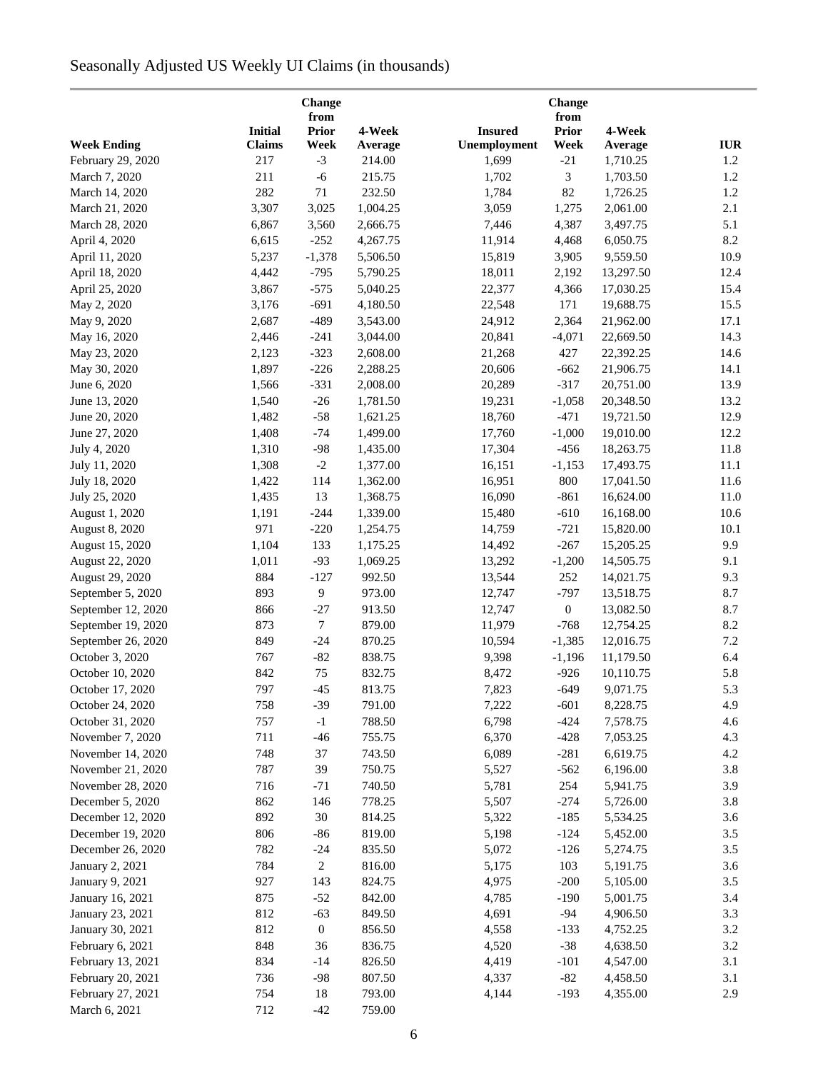Seasonally Adjusted US Weekly UI Claims (in thousands)

| Week Ending | Initial Claims | Change from Prior Week | 4-Week Average | Insured Unemployment | Change from Prior Week | 4-Week Average | IUR |
|---|---|---|---|---|---|---|---|
| February 29, 2020 | 217 | -3 | 214.00 | 1,699 | -21 | 1,710.25 | 1.2 |
| March 7, 2020 | 211 | -6 | 215.75 | 1,702 | 3 | 1,703.50 | 1.2 |
| March 14, 2020 | 282 | 71 | 232.50 | 1,784 | 82 | 1,726.25 | 1.2 |
| March 21, 2020 | 3,307 | 3,025 | 1,004.25 | 3,059 | 1,275 | 2,061.00 | 2.1 |
| March 28, 2020 | 6,867 | 3,560 | 2,666.75 | 7,446 | 4,387 | 3,497.75 | 5.1 |
| April 4, 2020 | 6,615 | -252 | 4,267.75 | 11,914 | 4,468 | 6,050.75 | 8.2 |
| April 11, 2020 | 5,237 | -1,378 | 5,506.50 | 15,819 | 3,905 | 9,559.50 | 10.9 |
| April 18, 2020 | 4,442 | -795 | 5,790.25 | 18,011 | 2,192 | 13,297.50 | 12.4 |
| April 25, 2020 | 3,867 | -575 | 5,040.25 | 22,377 | 4,366 | 17,030.25 | 15.4 |
| May 2, 2020 | 3,176 | -691 | 4,180.50 | 22,548 | 171 | 19,688.75 | 15.5 |
| May 9, 2020 | 2,687 | -489 | 3,543.00 | 24,912 | 2,364 | 21,962.00 | 17.1 |
| May 16, 2020 | 2,446 | -241 | 3,044.00 | 20,841 | -4,071 | 22,669.50 | 14.3 |
| May 23, 2020 | 2,123 | -323 | 2,608.00 | 21,268 | 427 | 22,392.25 | 14.6 |
| May 30, 2020 | 1,897 | -226 | 2,288.25 | 20,606 | -662 | 21,906.75 | 14.1 |
| June 6, 2020 | 1,566 | -331 | 2,008.00 | 20,289 | -317 | 20,751.00 | 13.9 |
| June 13, 2020 | 1,540 | -26 | 1,781.50 | 19,231 | -1,058 | 20,348.50 | 13.2 |
| June 20, 2020 | 1,482 | -58 | 1,621.25 | 18,760 | -471 | 19,721.50 | 12.9 |
| June 27, 2020 | 1,408 | -74 | 1,499.00 | 17,760 | -1,000 | 19,010.00 | 12.2 |
| July 4, 2020 | 1,310 | -98 | 1,435.00 | 17,304 | -456 | 18,263.75 | 11.8 |
| July 11, 2020 | 1,308 | -2 | 1,377.00 | 16,151 | -1,153 | 17,493.75 | 11.1 |
| July 18, 2020 | 1,422 | 114 | 1,362.00 | 16,951 | 800 | 17,041.50 | 11.6 |
| July 25, 2020 | 1,435 | 13 | 1,368.75 | 16,090 | -861 | 16,624.00 | 11.0 |
| August 1, 2020 | 1,191 | -244 | 1,339.00 | 15,480 | -610 | 16,168.00 | 10.6 |
| August 8, 2020 | 971 | -220 | 1,254.75 | 14,759 | -721 | 15,820.00 | 10.1 |
| August 15, 2020 | 1,104 | 133 | 1,175.25 | 14,492 | -267 | 15,205.25 | 9.9 |
| August 22, 2020 | 1,011 | -93 | 1,069.25 | 13,292 | -1,200 | 14,505.75 | 9.1 |
| August 29, 2020 | 884 | -127 | 992.50 | 13,544 | 252 | 14,021.75 | 9.3 |
| September 5, 2020 | 893 | 9 | 973.00 | 12,747 | -797 | 13,518.75 | 8.7 |
| September 12, 2020 | 866 | -27 | 913.50 | 12,747 | 0 | 13,082.50 | 8.7 |
| September 19, 2020 | 873 | 7 | 879.00 | 11,979 | -768 | 12,754.25 | 8.2 |
| September 26, 2020 | 849 | -24 | 870.25 | 10,594 | -1,385 | 12,016.75 | 7.2 |
| October 3, 2020 | 767 | -82 | 838.75 | 9,398 | -1,196 | 11,179.50 | 6.4 |
| October 10, 2020 | 842 | 75 | 832.75 | 8,472 | -926 | 10,110.75 | 5.8 |
| October 17, 2020 | 797 | -45 | 813.75 | 7,823 | -649 | 9,071.75 | 5.3 |
| October 24, 2020 | 758 | -39 | 791.00 | 7,222 | -601 | 8,228.75 | 4.9 |
| October 31, 2020 | 757 | -1 | 788.50 | 6,798 | -424 | 7,578.75 | 4.6 |
| November 7, 2020 | 711 | -46 | 755.75 | 6,370 | -428 | 7,053.25 | 4.3 |
| November 14, 2020 | 748 | 37 | 743.50 | 6,089 | -281 | 6,619.75 | 4.2 |
| November 21, 2020 | 787 | 39 | 750.75 | 5,527 | -562 | 6,196.00 | 3.8 |
| November 28, 2020 | 716 | -71 | 740.50 | 5,781 | 254 | 5,941.75 | 3.9 |
| December 5, 2020 | 862 | 146 | 778.25 | 5,507 | -274 | 5,726.00 | 3.8 |
| December 12, 2020 | 892 | 30 | 814.25 | 5,322 | -185 | 5,534.25 | 3.6 |
| December 19, 2020 | 806 | -86 | 819.00 | 5,198 | -124 | 5,452.00 | 3.5 |
| December 26, 2020 | 782 | -24 | 835.50 | 5,072 | -126 | 5,274.75 | 3.5 |
| January 2, 2021 | 784 | 2 | 816.00 | 5,175 | 103 | 5,191.75 | 3.6 |
| January 9, 2021 | 927 | 143 | 824.75 | 4,975 | -200 | 5,105.00 | 3.5 |
| January 16, 2021 | 875 | -52 | 842.00 | 4,785 | -190 | 5,001.75 | 3.4 |
| January 23, 2021 | 812 | -63 | 849.50 | 4,691 | -94 | 4,906.50 | 3.3 |
| January 30, 2021 | 812 | 0 | 856.50 | 4,558 | -133 | 4,752.25 | 3.2 |
| February 6, 2021 | 848 | 36 | 836.75 | 4,520 | -38 | 4,638.50 | 3.2 |
| February 13, 2021 | 834 | -14 | 826.50 | 4,419 | -101 | 4,547.00 | 3.1 |
| February 20, 2021 | 736 | -98 | 807.50 | 4,337 | -82 | 4,458.50 | 3.1 |
| February 27, 2021 | 754 | 18 | 793.00 | 4,144 | -193 | 4,355.00 | 2.9 |
| March 6, 2021 | 712 | -42 | 759.00 | | | | |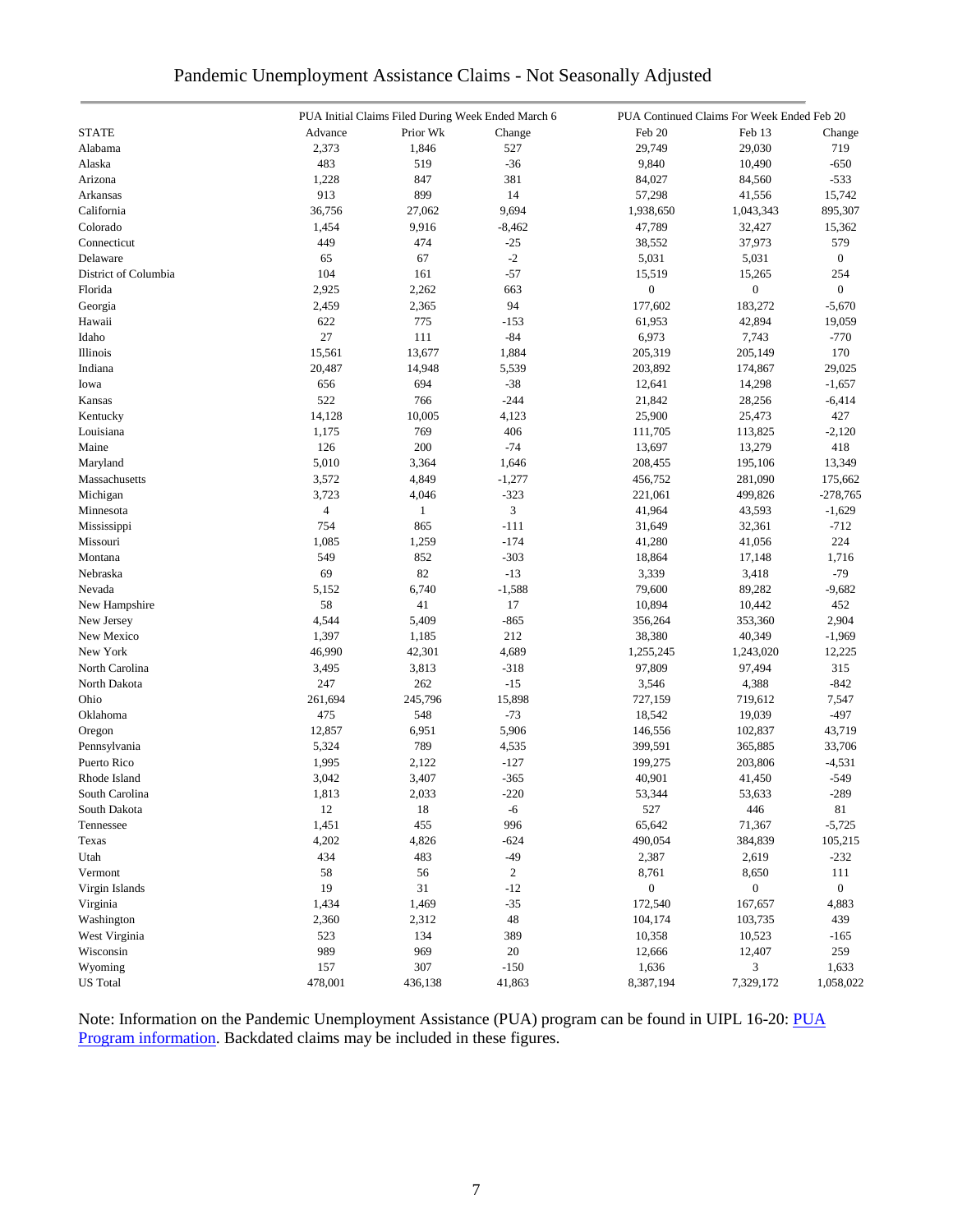# Pandemic Unemployment Assistance Claims - Not Seasonally Adjusted

| | PUA Initial Claims Filed During Week Ended March 6 | | | PUA Continued Claims For Week Ended Feb 20 | | |
|---|---|---|---|---|---|---|
| STATE | Advance | Prior Wk | Change | Feb 20 | Feb 13 | Change |
| Alabama | 2,373 | 1,846 | 527 | 29,749 | 29,030 | 719 |
| Alaska | 483 | 519 | -36 | 9,840 | 10,490 | -650 |
| Arizona | 1,228 | 847 | 381 | 84,027 | 84,560 | -533 |
| Arkansas | 913 | 899 | 14 | 57,298 | 41,556 | 15,742 |
| California | 36,756 | 27,062 | 9,694 | 1,938,650 | 1,043,343 | 895,307 |
| Colorado | 1,454 | 9,916 | -8,462 | 47,789 | 32,427 | 15,362 |
| Connecticut | 449 | 474 | -25 | 38,552 | 37,973 | 579 |
| Delaware | 65 | 67 | -2 | 5,031 | 5,031 | 0 |
| District of Columbia | 104 | 161 | -57 | 15,519 | 15,265 | 254 |
| Florida | 2,925 | 2,262 | 663 | 0 | 0 | 0 |
| Georgia | 2,459 | 2,365 | 94 | 177,602 | 183,272 | -5,670 |
| Hawaii | 622 | 775 | -153 | 61,953 | 42,894 | 19,059 |
| Idaho | 27 | 111 | -84 | 6,973 | 7,743 | -770 |
| Illinois | 15,561 | 13,677 | 1,884 | 205,319 | 205,149 | 170 |
| Indiana | 20,487 | 14,948 | 5,539 | 203,892 | 174,867 | 29,025 |
| Iowa | 656 | 694 | -38 | 12,641 | 14,298 | -1,657 |
| Kansas | 522 | 766 | -244 | 21,842 | 28,256 | -6,414 |
| Kentucky | 14,128 | 10,005 | 4,123 | 25,900 | 25,473 | 427 |
| Louisiana | 1,175 | 769 | 406 | 111,705 | 113,825 | -2,120 |
| Maine | 126 | 200 | -74 | 13,697 | 13,279 | 418 |
| Maryland | 5,010 | 3,364 | 1,646 | 208,455 | 195,106 | 13,349 |
| Massachusetts | 3,572 | 4,849 | -1,277 | 456,752 | 281,090 | 175,662 |
| Michigan | 3,723 | 4,046 | -323 | 221,061 | 499,826 | -278,765 |
| Minnesota | 4 | 1 | 3 | 41,964 | 43,593 | -1,629 |
| Mississippi | 754 | 865 | -111 | 31,649 | 32,361 | -712 |
| Missouri | 1,085 | 1,259 | -174 | 41,280 | 41,056 | 224 |
| Montana | 549 | 852 | -303 | 18,864 | 17,148 | 1,716 |
| Nebraska | 69 | 82 | -13 | 3,339 | 3,418 | -79 |
| Nevada | 5,152 | 6,740 | -1,588 | 79,600 | 89,282 | -9,682 |
| New Hampshire | 58 | 41 | 17 | 10,894 | 10,442 | 452 |
| New Jersey | 4,544 | 5,409 | -865 | 356,264 | 353,360 | 2,904 |
| New Mexico | 1,397 | 1,185 | 212 | 38,380 | 40,349 | -1,969 |
| New York | 46,990 | 42,301 | 4,689 | 1,255,245 | 1,243,020 | 12,225 |
| North Carolina | 3,495 | 3,813 | -318 | 97,809 | 97,494 | 315 |
| North Dakota | 247 | 262 | -15 | 3,546 | 4,388 | -842 |
| Ohio | 261,694 | 245,796 | 15,898 | 727,159 | 719,612 | 7,547 |
| Oklahoma | 475 | 548 | -73 | 18,542 | 19,039 | -497 |
| Oregon | 12,857 | 6,951 | 5,906 | 146,556 | 102,837 | 43,719 |
| Pennsylvania | 5,324 | 789 | 4,535 | 399,591 | 365,885 | 33,706 |
| Puerto Rico | 1,995 | 2,122 | -127 | 199,275 | 203,806 | -4,531 |
| Rhode Island | 3,042 | 3,407 | -365 | 40,901 | 41,450 | -549 |
| South Carolina | 1,813 | 2,033 | -220 | 53,344 | 53,633 | -289 |
| South Dakota | 12 | 18 | -6 | 527 | 446 | 81 |
| Tennessee | 1,451 | 455 | 996 | 65,642 | 71,367 | -5,725 |
| Texas | 4,202 | 4,826 | -624 | 490,054 | 384,839 | 105,215 |
| Utah | 434 | 483 | -49 | 2,387 | 2,619 | -232 |
| Vermont | 58 | 56 | 2 | 8,761 | 8,650 | 111 |
| Virgin Islands | 19 | 31 | -12 | 0 | 0 | 0 |
| Virginia | 1,434 | 1,469 | -35 | 172,540 | 167,657 | 4,883 |
| Washington | 2,360 | 2,312 | 48 | 104,174 | 103,735 | 439 |
| West Virginia | 523 | 134 | 389 | 10,358 | 10,523 | -165 |
| Wisconsin | 989 | 969 | 20 | 12,666 | 12,407 | 259 |
| Wyoming | 157 | 307 | -150 | 1,636 | 3 | 1,633 |
| US Total | 478,001 | 436,138 | 41,863 | 8,387,194 | 7,329,172 | 1,058,022 |

Note: Information on the Pandemic Unemployment Assistance (PUA) program can be found in UIPL 16-20: [PUA Program information](). Backdated claims may be included in these figures.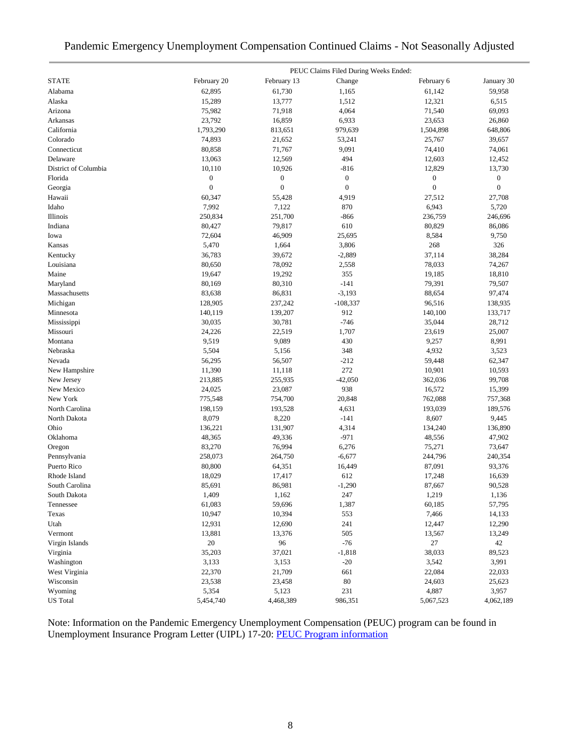# Pandemic Emergency Unemployment Compensation Continued Claims - Not Seasonally Adjusted

| | PEUC Claims Filed During Weeks Ended: | | | | |
|---|---|---|---|---|---|
| STATE | February 20 | February 13 | Change | February 6 | January 30 |
| Alabama | 62,895 | 61,730 | 1,165 | 61,142 | 59,958 |
| Alaska | 15,289 | 13,777 | 1,512 | 12,321 | 6,515 |
| Arizona | 75,982 | 71,918 | 4,064 | 71,540 | 69,093 |
| Arkansas | 23,792 | 16,859 | 6,933 | 23,653 | 26,860 |
| California | 1,793,290 | 813,651 | 979,639 | 1,504,898 | 648,806 |
| Colorado | 74,893 | 21,652 | 53,241 | 25,767 | 39,657 |
| Connecticut | 80,858 | 71,767 | 9,091 | 74,410 | 74,061 |
| Delaware | 13,063 | 12,569 | 494 | 12,603 | 12,452 |
| District of Columbia | 10,110 | 10,926 | -816 | 12,829 | 13,730 |
| Florida | 0 | 0 | 0 | 0 | 0 |
| Georgia | 0 | 0 | 0 | 0 | 0 |
| Hawaii | 60,347 | 55,428 | 4,919 | 27,512 | 27,708 |
| Idaho | 7,992 | 7,122 | 870 | 6,943 | 5,720 |
| Illinois | 250,834 | 251,700 | -866 | 236,759 | 246,696 |
| Indiana | 80,427 | 79,817 | 610 | 80,829 | 86,086 |
| Iowa | 72,604 | 46,909 | 25,695 | 8,584 | 9,750 |
| Kansas | 5,470 | 1,664 | 3,806 | 268 | 326 |
| Kentucky | 36,783 | 39,672 | -2,889 | 37,114 | 38,284 |
| Louisiana | 80,650 | 78,092 | 2,558 | 78,033 | 74,267 |
| Maine | 19,647 | 19,292 | 355 | 19,185 | 18,810 |
| Maryland | 80,169 | 80,310 | -141 | 79,391 | 79,507 |
| Massachusetts | 83,638 | 86,831 | -3,193 | 88,654 | 97,474 |
| Michigan | 128,905 | 237,242 | -108,337 | 96,516 | 138,935 |
| Minnesota | 140,119 | 139,207 | 912 | 140,100 | 133,717 |
| Mississippi | 30,035 | 30,781 | -746 | 35,044 | 28,712 |
| Missouri | 24,226 | 22,519 | 1,707 | 23,619 | 25,007 |
| Montana | 9,519 | 9,089 | 430 | 9,257 | 8,991 |
| Nebraska | 5,504 | 5,156 | 348 | 4,932 | 3,523 |
| Nevada | 56,295 | 56,507 | -212 | 59,448 | 62,347 |
| New Hampshire | 11,390 | 11,118 | 272 | 10,901 | 10,593 |
| New Jersey | 213,885 | 255,935 | -42,050 | 362,036 | 99,708 |
| New Mexico | 24,025 | 23,087 | 938 | 16,572 | 15,399 |
| New York | 775,548 | 754,700 | 20,848 | 762,088 | 757,368 |
| North Carolina | 198,159 | 193,528 | 4,631 | 193,039 | 189,576 |
| North Dakota | 8,079 | 8,220 | -141 | 8,607 | 9,445 |
| Ohio | 136,221 | 131,907 | 4,314 | 134,240 | 136,890 |
| Oklahoma | 48,365 | 49,336 | -971 | 48,556 | 47,902 |
| Oregon | 83,270 | 76,994 | 6,276 | 75,271 | 73,647 |
| Pennsylvania | 258,073 | 264,750 | -6,677 | 244,796 | 240,354 |
| Puerto Rico | 80,800 | 64,351 | 16,449 | 87,091 | 93,376 |
| Rhode Island | 18,029 | 17,417 | 612 | 17,248 | 16,639 |
| South Carolina | 85,691 | 86,981 | -1,290 | 87,667 | 90,528 |
| South Dakota | 1,409 | 1,162 | 247 | 1,219 | 1,136 |
| Tennessee | 61,083 | 59,696 | 1,387 | 60,185 | 57,795 |
| Texas | 10,947 | 10,394 | 553 | 7,466 | 14,133 |
| Utah | 12,931 | 12,690 | 241 | 12,447 | 12,290 |
| Vermont | 13,881 | 13,376 | 505 | 13,567 | 13,249 |
| Virgin Islands | 20 | 96 | -76 | 27 | 42 |
| Virginia | 35,203 | 37,021 | -1,818 | 38,033 | 89,523 |
| Washington | 3,133 | 3,153 | -20 | 3,542 | 3,991 |
| West Virginia | 22,370 | 21,709 | 661 | 22,084 | 22,033 |
| Wisconsin | 23,538 | 23,458 | 80 | 24,603 | 25,623 |
| Wyoming | 5,354 | 5,123 | 231 | 4,887 | 3,957 |
| US Total | 5,454,740 | 4,468,389 | 986,351 | 5,067,523 | 4,062,189 |

Note: Information on the Pandemic Emergency Unemployment Compensation (PEUC) program can be found in Unemployment Insurance Program Letter (UIPL) 17-20: PEUC Program information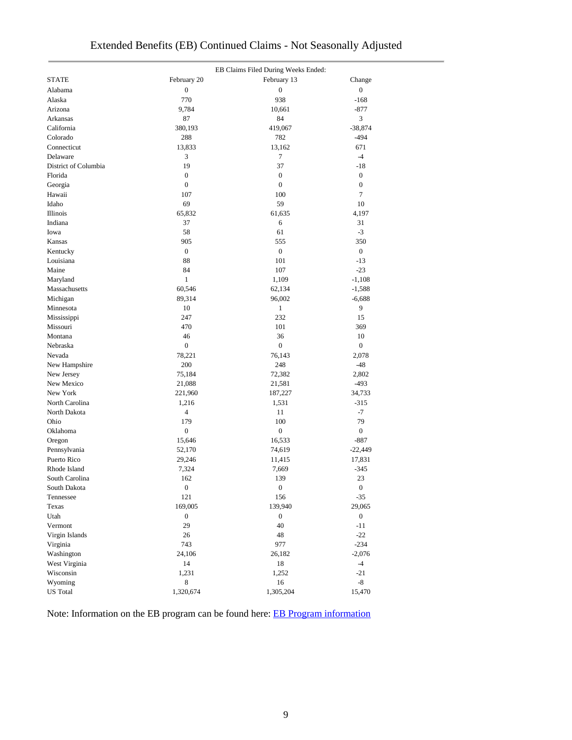# Extended Benefits (EB) Continued Claims - Not Seasonally Adjusted

| STATE | EB Claims Filed During Weeks Ended: February 20 | February 13 | Change |
|---|---|---|---|
| Alabama | 0 | 0 | 0 |
| Alaska | 770 | 938 | -168 |
| Arizona | 9,784 | 10,661 | -877 |
| Arkansas | 87 | 84 | 3 |
| California | 380,193 | 419,067 | -38,874 |
| Colorado | 288 | 782 | -494 |
| Connecticut | 13,833 | 13,162 | 671 |
| Delaware | 3 | 7 | -4 |
| District of Columbia | 19 | 37 | -18 |
| Florida | 0 | 0 | 0 |
| Georgia | 0 | 0 | 0 |
| Hawaii | 107 | 100 | 7 |
| Idaho | 69 | 59 | 10 |
| Illinois | 65,832 | 61,635 | 4,197 |
| Indiana | 37 | 6 | 31 |
| Iowa | 58 | 61 | -3 |
| Kansas | 905 | 555 | 350 |
| Kentucky | 0 | 0 | 0 |
| Louisiana | 88 | 101 | -13 |
| Maine | 84 | 107 | -23 |
| Maryland | 1 | 1,109 | -1,108 |
| Massachusetts | 60,546 | 62,134 | -1,588 |
| Michigan | 89,314 | 96,002 | -6,688 |
| Minnesota | 10 | 1 | 9 |
| Mississippi | 247 | 232 | 15 |
| Missouri | 470 | 101 | 369 |
| Montana | 46 | 36 | 10 |
| Nebraska | 0 | 0 | 0 |
| Nevada | 78,221 | 76,143 | 2,078 |
| New Hampshire | 200 | 248 | -48 |
| New Jersey | 75,184 | 72,382 | 2,802 |
| New Mexico | 21,088 | 21,581 | -493 |
| New York | 221,960 | 187,227 | 34,733 |
| North Carolina | 1,216 | 1,531 | -315 |
| North Dakota | 4 | 11 | -7 |
| Ohio | 179 | 100 | 79 |
| Oklahoma | 0 | 0 | 0 |
| Oregon | 15,646 | 16,533 | -887 |
| Pennsylvania | 52,170 | 74,619 | -22,449 |
| Puerto Rico | 29,246 | 11,415 | 17,831 |
| Rhode Island | 7,324 | 7,669 | -345 |
| South Carolina | 162 | 139 | 23 |
| South Dakota | 0 | 0 | 0 |
| Tennessee | 121 | 156 | -35 |
| Texas | 169,005 | 139,940 | 29,065 |
| Utah | 0 | 0 | 0 |
| Vermont | 29 | 40 | -11 |
| Virgin Islands | 26 | 48 | -22 |
| Virginia | 743 | 977 | -234 |
| Washington | 24,106 | 26,182 | -2,076 |
| West Virginia | 14 | 18 | -4 |
| Wisconsin | 1,231 | 1,252 | -21 |
| Wyoming | 8 | 16 | -8 |
| US Total | 1,320,674 | 1,305,204 | 15,470 |

Note: Information on the EB program can be found here: EB Program information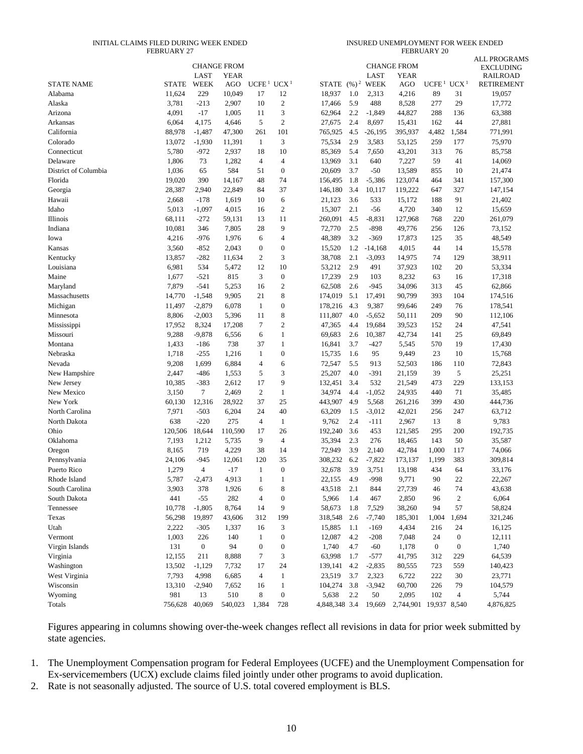| STATE NAME | INITIAL CLAIMS FILED DURING WEEK ENDED FEBRUARY 27 | | | | | INSURED UNEMPLOYMENT FOR WEEK ENDED FEBRUARY 20 | | | | | | ALL PROGRAMS EXCLUDING RAILROAD RETIREMENT |
|---|---|---|---|---|---|---|---|---|---|---|---|---|
| | STATE | CHANGE FROM LAST WEEK | CHANGE FROM YEAR AGO | UCFE [1] | UCX [1] | STATE | (%) [2] | CHANGE FROM LAST WEEK | CHANGE FROM YEAR AGO | UCFE [1] | UCX [1] | |
| Alabama | 11,624 | 229 | 10,049 | 17 | 12 | 18,937 | 1.0 | 2,313 | 4,216 | 89 | 31 | 19,057 |
| Alaska | 3,781 | -213 | 2,907 | 10 | 2 | 17,466 | 5.9 | 488 | 8,528 | 277 | 29 | 17,772 |
| Arizona | 4,091 | -17 | 1,005 | 11 | 3 | 62,964 | 2.2 | -1,849 | 44,827 | 288 | 136 | 63,388 |
| Arkansas | 6,064 | 4,175 | 4,646 | 5 | 2 | 27,675 | 2.4 | 8,697 | 15,431 | 162 | 44 | 27,881 |
| California | 88,978 | -1,487 | 47,300 | 261 | 101 | 765,925 | 4.5 | -26,195 | 395,937 | 4,482 | 1,584 | 771,991 |
| Colorado | 13,072 | -1,930 | 11,391 | 1 | 3 | 75,534 | 2.9 | 3,583 | 53,125 | 259 | 177 | 75,970 |
| Connecticut | 5,780 | -972 | 2,937 | 18 | 10 | 85,369 | 5.4 | 7,650 | 43,201 | 313 | 76 | 85,758 |
| Delaware | 1,806 | 73 | 1,282 | 4 | 4 | 13,969 | 3.1 | 640 | 7,227 | 59 | 41 | 14,069 |
| District of Columbia | 1,036 | 65 | 584 | 51 | 0 | 20,609 | 3.7 | -50 | 13,589 | 855 | 10 | 21,474 |
| Florida | 19,020 | 390 | 14,167 | 48 | 74 | 156,495 | 1.8 | -5,386 | 123,074 | 464 | 341 | 157,300 |
| Georgia | 28,387 | 2,940 | 22,849 | 84 | 37 | 146,180 | 3.4 | 10,117 | 119,222 | 647 | 327 | 147,154 |
| Hawaii | 2,668 | -178 | 1,619 | 10 | 6 | 21,123 | 3.6 | 533 | 15,172 | 188 | 91 | 21,402 |
| Idaho | 5,013 | -1,097 | 4,015 | 16 | 2 | 15,307 | 2.1 | -56 | 4,720 | 340 | 12 | 15,659 |
| Illinois | 68,111 | -272 | 59,131 | 13 | 11 | 260,091 | 4.5 | -8,831 | 127,968 | 768 | 220 | 261,079 |
| Indiana | 10,081 | 346 | 7,805 | 28 | 9 | 72,770 | 2.5 | -898 | 49,776 | 256 | 126 | 73,152 |
| Iowa | 4,216 | -976 | 1,976 | 6 | 4 | 48,389 | 3.2 | -369 | 17,873 | 125 | 35 | 48,549 |
| Kansas | 3,560 | -852 | 2,043 | 0 | 0 | 15,520 | 1.2 | -14,168 | 4,015 | 44 | 14 | 15,578 |
| Kentucky | 13,857 | -282 | 11,634 | 2 | 3 | 38,708 | 2.1 | -3,093 | 14,975 | 74 | 129 | 38,911 |
| Louisiana | 6,981 | 534 | 5,472 | 12 | 10 | 53,212 | 2.9 | 491 | 37,923 | 102 | 20 | 53,334 |
| Maine | 1,677 | -521 | 815 | 3 | 0 | 17,239 | 2.9 | 103 | 8,232 | 63 | 16 | 17,318 |
| Maryland | 7,879 | -541 | 5,253 | 16 | 2 | 62,508 | 2.6 | -945 | 34,096 | 313 | 45 | 62,866 |
| Massachusetts | 14,770 | -1,548 | 9,905 | 21 | 8 | 174,019 | 5.1 | 17,491 | 90,799 | 393 | 104 | 174,516 |
| Michigan | 11,497 | -2,879 | 6,078 | 1 | 0 | 178,216 | 4.3 | 9,387 | 99,646 | 249 | 76 | 178,541 |
| Minnesota | 8,806 | -2,003 | 5,396 | 11 | 8 | 111,807 | 4.0 | -5,652 | 50,111 | 209 | 90 | 112,106 |
| Mississippi | 17,952 | 8,324 | 17,208 | 7 | 2 | 47,365 | 4.4 | 19,684 | 39,523 | 152 | 24 | 47,541 |
| Missouri | 9,288 | -9,878 | 6,556 | 6 | 1 | 69,683 | 2.6 | 10,387 | 42,734 | 141 | 25 | 69,849 |
| Montana | 1,433 | -186 | 738 | 37 | 1 | 16,841 | 3.7 | -427 | 5,545 | 570 | 19 | 17,430 |
| Nebraska | 1,718 | -255 | 1,216 | 1 | 0 | 15,735 | 1.6 | 95 | 9,449 | 23 | 10 | 15,768 |
| Nevada | 9,208 | 1,699 | 6,884 | 4 | 6 | 72,547 | 5.5 | 913 | 52,503 | 186 | 110 | 72,843 |
| New Hampshire | 2,447 | -486 | 1,553 | 5 | 3 | 25,207 | 4.0 | -391 | 21,159 | 39 | 5 | 25,251 |
| New Jersey | 10,385 | -383 | 2,612 | 17 | 9 | 132,451 | 3.4 | 532 | 21,549 | 473 | 229 | 133,153 |
| New Mexico | 3,150 | 7 | 2,469 | 2 | 1 | 34,974 | 4.4 | -1,052 | 24,935 | 440 | 71 | 35,485 |
| New York | 60,130 | 12,316 | 28,922 | 37 | 25 | 443,907 | 4.9 | 5,568 | 261,216 | 399 | 430 | 444,736 |
| North Carolina | 7,971 | -503 | 6,204 | 24 | 40 | 63,209 | 1.5 | -3,012 | 42,021 | 256 | 247 | 63,712 |
| North Dakota | 638 | -220 | 275 | 4 | 1 | 9,762 | 2.4 | -111 | 2,967 | 13 | 8 | 9,783 |
| Ohio | 120,506 | 18,644 | 110,590 | 17 | 26 | 192,240 | 3.6 | 453 | 121,585 | 295 | 200 | 192,735 |
| Oklahoma | 7,193 | 1,212 | 5,735 | 9 | 4 | 35,394 | 2.3 | 276 | 18,465 | 143 | 50 | 35,587 |
| Oregon | 8,165 | 719 | 4,229 | 38 | 14 | 72,949 | 3.9 | 2,140 | 42,784 | 1,000 | 117 | 74,066 |
| Pennsylvania | 24,106 | -945 | 12,061 | 120 | 35 | 308,232 | 6.2 | -7,822 | 173,137 | 1,199 | 383 | 309,814 |
| Puerto Rico | 1,279 | 4 | -17 | 1 | 0 | 32,678 | 3.9 | 3,751 | 13,198 | 434 | 64 | 33,176 |
| Rhode Island | 5,787 | -2,473 | 4,913 | 1 | 1 | 22,155 | 4.9 | -998 | 9,771 | 90 | 22 | 22,267 |
| South Carolina | 3,903 | 378 | 1,926 | 6 | 8 | 43,518 | 2.1 | 844 | 27,739 | 46 | 74 | 43,638 |
| South Dakota | 441 | -55 | 282 | 4 | 0 | 5,966 | 1.4 | 467 | 2,850 | 96 | 2 | 6,064 |
| Tennessee | 10,778 | -1,805 | 8,764 | 14 | 9 | 58,673 | 1.8 | 7,529 | 38,260 | 94 | 57 | 58,824 |
| Texas | 56,298 | 19,897 | 43,606 | 312 | 199 | 318,548 | 2.6 | -7,740 | 185,301 | 1,004 | 1,694 | 321,246 |
| Utah | 2,222 | -305 | 1,337 | 16 | 3 | 15,885 | 1.1 | -169 | 4,434 | 216 | 24 | 16,125 |
| Vermont | 1,003 | 226 | 140 | 1 | 0 | 12,087 | 4.2 | -208 | 7,048 | 24 | 0 | 12,111 |
| Virgin Islands | 131 | 0 | 94 | 0 | 0 | 1,740 | 4.7 | -60 | 1,178 | 0 | 0 | 1,740 |
| Virginia | 12,155 | 211 | 8,888 | 7 | 3 | 63,998 | 1.7 | -577 | 41,795 | 312 | 229 | 64,539 |
| Washington | 13,502 | -1,129 | 7,732 | 17 | 24 | 139,141 | 4.2 | -2,835 | 80,555 | 723 | 559 | 140,423 |
| West Virginia | 7,793 | 4,998 | 6,685 | 4 | 1 | 23,519 | 3.7 | 2,323 | 6,722 | 222 | 30 | 23,771 |
| Wisconsin | 13,310 | -2,940 | 7,652 | 16 | 1 | 104,274 | 3.8 | -3,942 | 60,700 | 226 | 79 | 104,579 |
| Wyoming | 981 | 13 | 510 | 8 | 0 | 5,638 | 2.2 | 50 | 2,095 | 102 | 4 | 5,744 |
| Totals | 756,628 | 40,069 | 540,023 | 1,384 | 728 | 4,848,348 | 3.4 | 19,669 | 2,744,901 | 19,937 | 8,540 | 4,876,825 |

Figures appearing in columns showing over-the-week changes reflect all revisions in data for prior week submitted by state agencies.

1. The Unemployment Compensation program for Federal Employees (UCFE) and the Unemployment Compensation for Ex-servicemembers (UCX) exclude claims filed jointly under other programs to avoid duplication.
2. Rate is not seasonally adjusted. The source of U.S. total covered employment is BLS.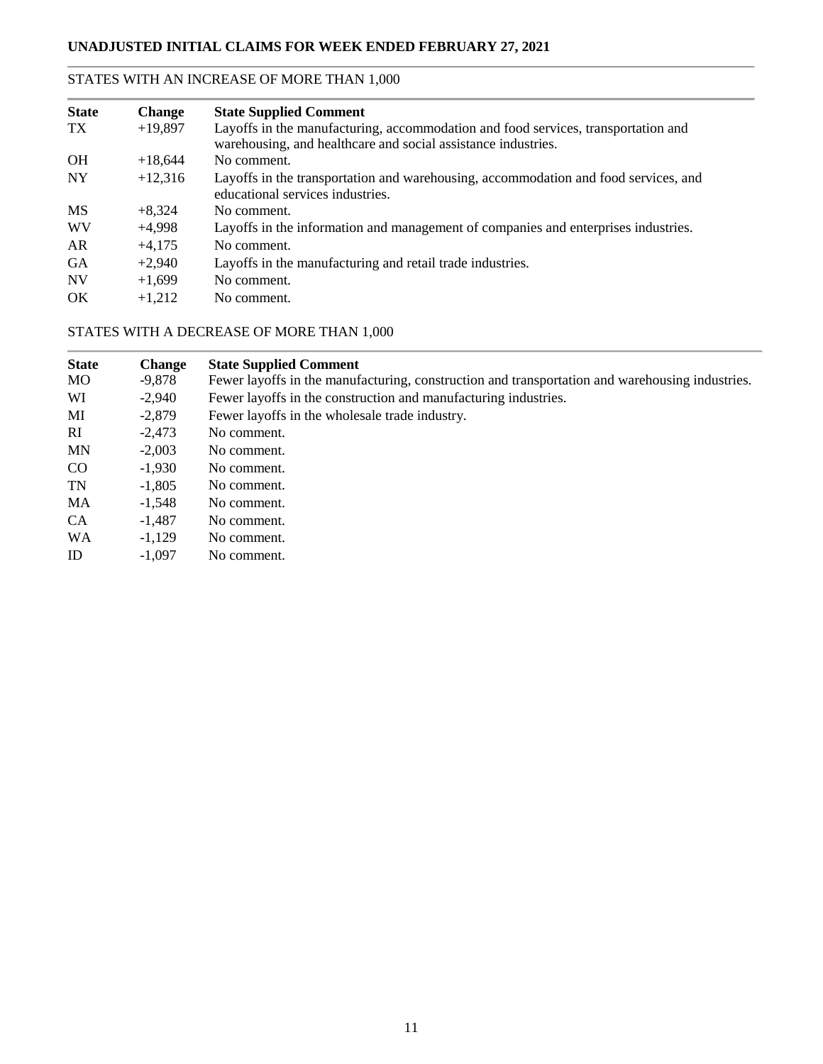## UNADJUSTED INITIAL CLAIMS FOR WEEK ENDED FEBRUARY 27, 2021

### STATES WITH AN INCREASE OF MORE THAN 1,000

| State | Change | State Supplied Comment |
|---|---|---|
| TX | +19,897 | Layoffs in the manufacturing, accommodation and food services, transportation and warehousing, and healthcare and social assistance industries. |
| OH | +18,644 | No comment. |
| NY | +12,316 | Layoffs in the transportation and warehousing, accommodation and food services, and educational services industries. |
| MS | +8,324 | No comment. |
| WV | +4,998 | Layoffs in the information and management of companies and enterprises industries. |
| AR | +4,175 | No comment. |
| GA | +2,940 | Layoffs in the manufacturing and retail trade industries. |
| NV | +1,699 | No comment. |
| OK | +1,212 | No comment. |

### STATES WITH A DECREASE OF MORE THAN 1,000

| State | Change | State Supplied Comment |
|---|---|---|
| MO | -9,878 | Fewer layoffs in the manufacturing, construction and transportation and warehousing industries. |
| WI | -2,940 | Fewer layoffs in the construction and manufacturing industries. |
| MI | -2,879 | Fewer layoffs in the wholesale trade industry. |
| RI | -2,473 | No comment. |
| MN | -2,003 | No comment. |
| CO | -1,930 | No comment. |
| TN | -1,805 | No comment. |
| MA | -1,548 | No comment. |
| CA | -1,487 | No comment. |
| WA | -1,129 | No comment. |
| ID | -1,097 | No comment. |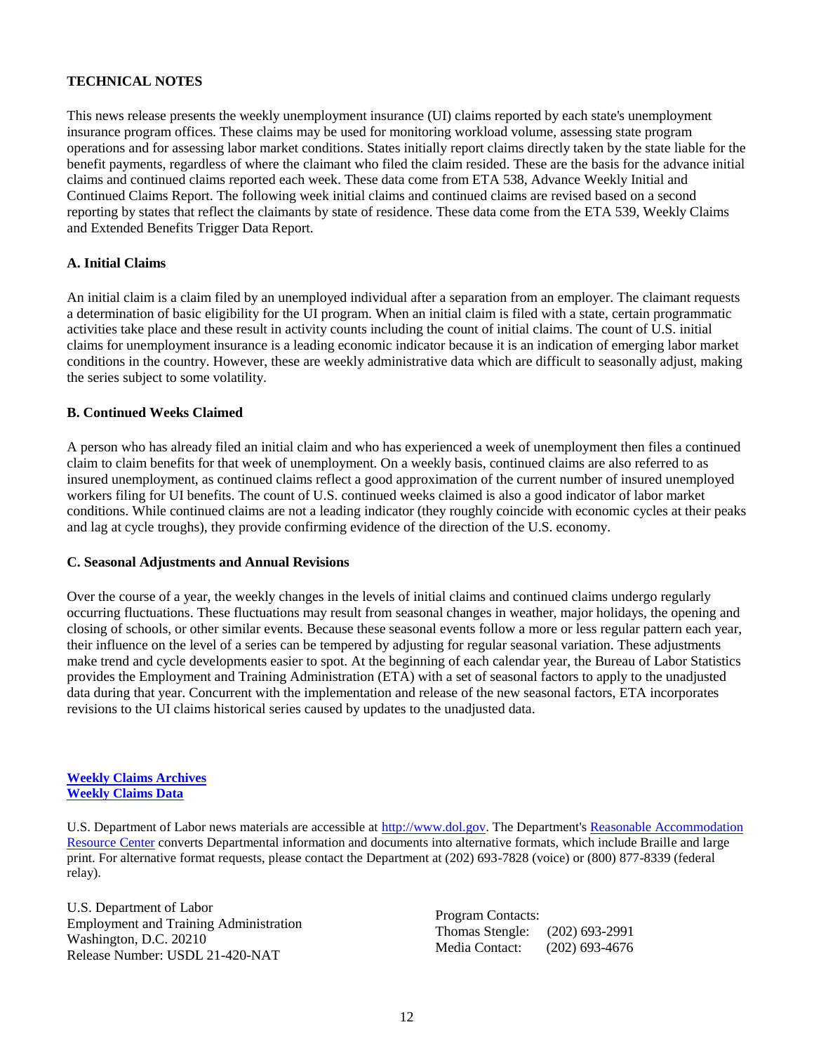## TECHNICAL NOTES

This news release presents the weekly unemployment insurance (UI) claims reported by each state's unemployment insurance program offices. These claims may be used for monitoring workload volume, assessing state program operations and for assessing labor market conditions. States initially report claims directly taken by the state liable for the benefit payments, regardless of where the claimant who filed the claim resided. These are the basis for the advance initial claims and continued claims reported each week. These data come from ETA 538, Advance Weekly Initial and Continued Claims Report. The following week initial claims and continued claims are revised based on a second reporting by states that reflect the claimants by state of residence. These data come from the ETA 539, Weekly Claims and Extended Benefits Trigger Data Report.

### A. Initial Claims

An initial claim is a claim filed by an unemployed individual after a separation from an employer. The claimant requests a determination of basic eligibility for the UI program. When an initial claim is filed with a state, certain programmatic activities take place and these result in activity counts including the count of initial claims. The count of U.S. initial claims for unemployment insurance is a leading economic indicator because it is an indication of emerging labor market conditions in the country. However, these are weekly administrative data which are difficult to seasonally adjust, making the series subject to some volatility.

### B. Continued Weeks Claimed

A person who has already filed an initial claim and who has experienced a week of unemployment then files a continued claim to claim benefits for that week of unemployment. On a weekly basis, continued claims are also referred to as insured unemployment, as continued claims reflect a good approximation of the current number of insured unemployed workers filing for UI benefits. The count of U.S. continued weeks claimed is also a good indicator of labor market conditions. While continued claims are not a leading indicator (they roughly coincide with economic cycles at their peaks and lag at cycle troughs), they provide confirming evidence of the direction of the U.S. economy.

### C. Seasonal Adjustments and Annual Revisions

Over the course of a year, the weekly changes in the levels of initial claims and continued claims undergo regularly occurring fluctuations. These fluctuations may result from seasonal changes in weather, major holidays, the opening and closing of schools, or other similar events. Because these seasonal events follow a more or less regular pattern each year, their influence on the level of a series can be tempered by adjusting for regular seasonal variation. These adjustments make trend and cycle developments easier to spot. At the beginning of each calendar year, the Bureau of Labor Statistics provides the Employment and Training Administration (ETA) with a set of seasonal factors to apply to the unadjusted data during that year. Concurrent with the implementation and release of the new seasonal factors, ETA incorporates revisions to the UI claims historical series caused by updates to the unadjusted data.

**Weekly Claims Archives**
**Weekly Claims Data**

U.S. Department of Labor news materials are accessible at http://www.dol.gov. The Department's Reasonable Accommodation Resource Center converts Departmental information and documents into alternative formats, which include Braille and large print. For alternative format requests, please contact the Department at (202) 693-7828 (voice) or (800) 877-8339 (federal relay).

U.S. Department of Labor
Employment and Training Administration
Washington, D.C. 20210
Release Number: USDL 21-420-NAT

Program Contacts:
Thomas Stengle: (202) 693-2991
Media Contact: (202) 693-4676